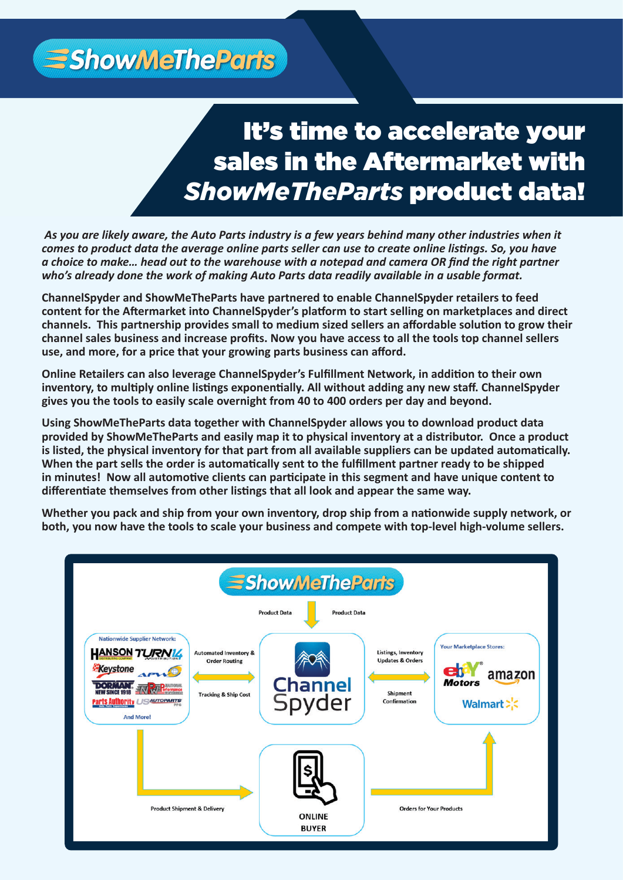ShowMeTheParts

# It's time to accelerate your sales in the Aftermarket with *ShowMeTheParts* product data!

*As you are likely aware, the Auto Parts industry is a few years behind many other industries when it comes to product data the average online parts seller can use to create online listings. So, you have a choice to make… head out to the warehouse with a notepad and camera OR find the right partner who's already done the work of making Auto Parts data readily available in a usable format.*

**ChannelSpyder and ShowMeTheParts have partnered to enable ChannelSpyder retailers to feed content for the Aftermarket into ChannelSpyder's platform to start selling on marketplaces and direct channels. This partnership provides small to medium sized sellers an affordable solution to grow their channel sales business and increase profits. Now you have access to all the tools top channel sellers use, and more, for a price that your growing parts business can afford.**

**Online Retailers can also leverage ChannelSpyder's Fulfillment Network, in addition to their own inventory, to multiply online listings exponentially. All without adding any new staff. ChannelSpyder gives you the tools to easily scale overnight from 40 to 400 orders per day and beyond.**

**Using ShowMeTheParts data together with ChannelSpyder allows you to download product data provided by ShowMeTheParts and easily map it to physical inventory at a distributor. Once a product is listed, the physical inventory for that part from all available suppliers can be updated automatically. When the part sells the order is automatically sent to the fulfillment partner ready to be shipped in minutes! Now all automotive clients can participate in this segment and have unique content to differentiate themselves from other listings that all look and appear the same way.**

**Whether you pack and ship from your own inventory, drop ship from a nationwide supply network, or both, you now have the tools to scale your business and compete with top-level high-volume sellers.**

ShowMeTheParts

Product Data | Product Data

Nationwide Supplier Network: HANSON, TURN14, Keystone, APW, DORMAN, NPW, Parts Authority, US AutoParts, And More!

Automated Inventory & Order Routing

Tracking & Ship Cost

Channel Spyder

Listings, Inventory Updates & Orders

Shipment Confirmation

Your Marketplace Stores: ebay Motors, amazon, Walmart

Product Shipment & Delivery

ONLINE BUYER

Orders for Your Products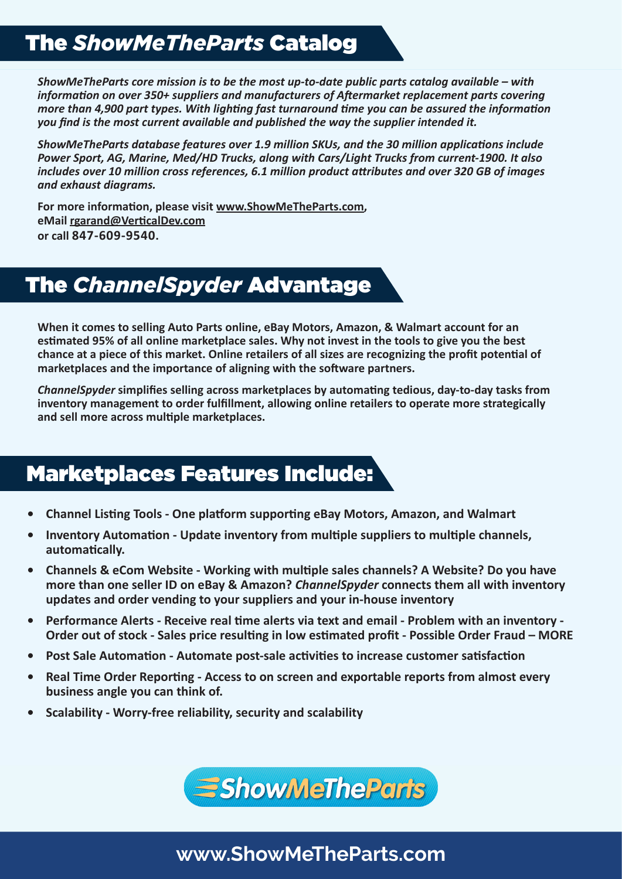## The *ShowMeTheParts* Catalog

***ShowMeTheParts core mission is to be the most up-to-date public parts catalog available – with information on over 350+ suppliers and manufacturers of Aftermarket replacement parts covering more than 4,900 part types. With lighting fast turnaround time you can be assured the information you find is the most current available and published the way the supplier intended it.***

***ShowMeTheParts database features over 1.9 million SKUs, and the 30 million applications include Power Sport, AG, Marine, Med/HD Trucks, along with Cars/Light Trucks from current-1900. It also includes over 10 million cross references, 6.1 million product attributes and over 320 GB of images and exhaust diagrams.***

**For more information, please visit www.ShowMeTheParts.com,**
**eMail rgarand@VerticalDev.com**
**or call 847-609-9540.**

## The *ChannelSpyder* Advantage

**When it comes to selling Auto Parts online, eBay Motors, Amazon, & Walmart account for an estimated 95% of all online marketplace sales. Why not invest in the tools to give you the best chance at a piece of this market. Online retailers of all sizes are recognizing the profit potential of marketplaces and the importance of aligning with the software partners.**

***ChannelSpyder* simplifies selling across marketplaces by automating tedious, day-to-day tasks from inventory management to order fulfillment, allowing online retailers to operate more strategically and sell more across multiple marketplaces.**

## Marketplaces Features Include:

- **Channel Listing Tools - One platform supporting eBay Motors, Amazon, and Walmart**
- **Inventory Automation - Update inventory from multiple suppliers to multiple channels, automatically.**
- **Channels & eCom Website - Working with multiple sales channels? A Website? Do you have more than one seller ID on eBay & Amazon? *ChannelSpyder* connects them all with inventory updates and order vending to your suppliers and your in-house inventory**
- **Performance Alerts - Receive real time alerts via text and email - Problem with an inventory - Order out of stock - Sales price resulting in low estimated profit - Possible Order Fraud – MORE**
- **Post Sale Automation - Automate post-sale activities to increase customer satisfaction**
- **Real Time Order Reporting - Access to on screen and exportable reports from almost every business angle you can think of.**
- **Scalability - Worry-free reliability, security and scalability**

ShowMeTheParts

**www.ShowMeTheParts.com**